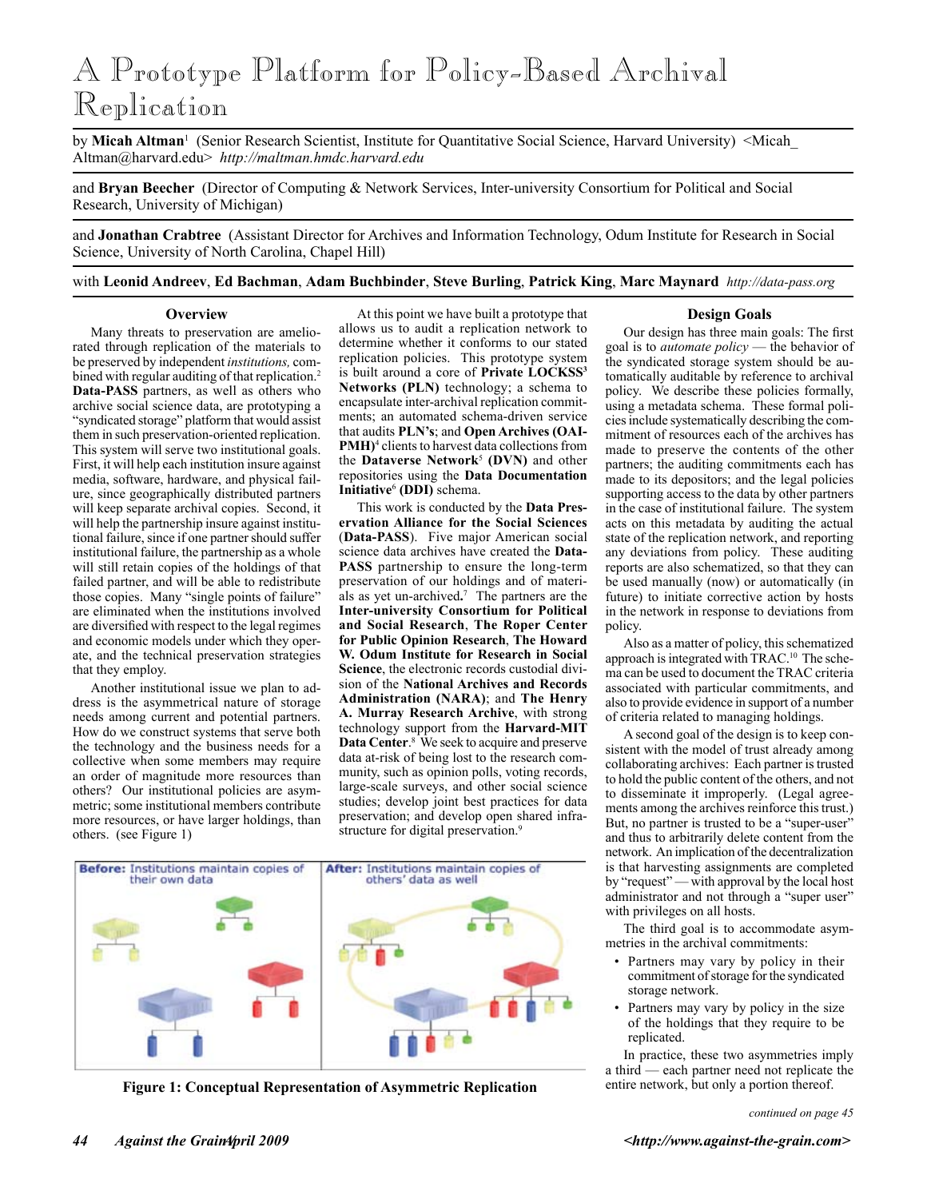# A Prototype Platform for Policy-Based Archival Replication

by **Micah Altman**[1] (Senior Research Scientist, Institute for Quantitative Social Science, Harvard University) <Micah_Altman@harvard.edu> *http://maltman.hmdc.harvard.edu*

and **Bryan Beecher** (Director of Computing & Network Services, Inter-university Consortium for Political and Social Research, University of Michigan)

and **Jonathan Crabtree** (Assistant Director for Archives and Information Technology, Odum Institute for Research in Social Science, University of North Carolina, Chapel Hill)

with **Leonid Andreev**, **Ed Bachman**, **Adam Buchbinder**, **Steve Burling**, **Patrick King**, **Marc Maynard** *http://data-pass.org*

## Overview

Many threats to preservation are ameliorated through replication of the materials to be preserved by independent *institutions,* combined with regular auditing of that replication.[2] **Data-PASS** partners, as well as others who archive social science data, are prototyping a "syndicated storage" platform that would assist them in such preservation-oriented replication. This system will serve two institutional goals. First, it will help each institution insure against media, software, hardware, and physical failure, since geographically distributed partners will keep separate archival copies. Second, it will help the partnership insure against institutional failure, since if one partner should suffer institutional failure, the partnership as a whole will still retain copies of the holdings of that failed partner, and will be able to redistribute those copies. Many "single points of failure" are eliminated when the institutions involved are diversified with respect to the legal regimes and economic models under which they operate, and the technical preservation strategies that they employ.

Another institutional issue we plan to address is the asymmetrical nature of storage needs among current and potential partners. How do we construct systems that serve both the technology and the business needs for a collective when some members may require an order of magnitude more resources than others? Our institutional policies are asymmetric; some institutional members contribute more resources, or have larger holdings, than others. (see Figure 1)

At this point we have built a prototype that allows us to audit a replication network to determine whether it conforms to our stated replication policies. This prototype system is built around a core of **Private LOCKSS**[3] **Networks (PLN)** technology; a schema to encapsulate inter-archival replication commitments; an automated schema-driven service that audits **PLN's**; and **Open Archives (OAI-PMH)**[4] clients to harvest data collections from the **Dataverse Network**[5] **(DVN)** and other repositories using the **Data Documentation Initiative**[6] **(DDI)** schema.

This work is conducted by the **Data Preservation Alliance for the Social Sciences** (**Data-PASS**). Five major American social science data archives have created the **Data-PASS** partnership to ensure the long-term preservation of our holdings and of materials as yet un-archived**.**[7] The partners are the **Inter-university Consortium for Political and Social Research**, **The Roper Center for Public Opinion Research**, **The Howard W. Odum Institute for Research in Social Science**, the electronic records custodial division of the **National Archives and Records Administration (NARA)**; and **The Henry A. Murray Research Archive**, with strong technology support from the **Harvard-MIT Data Center**.[8] We seek to acquire and preserve data at-risk of being lost to the research community, such as opinion polls, voting records, large-scale surveys, and other social science studies; develop joint best practices for data preservation; and develop open shared infrastructure for digital preservation.[9]

**Figure 1: Conceptual Representation of Asymmetric Replication**

## Design Goals

Our design has three main goals: The first goal is to *automate policy* — the behavior of the syndicated storage system should be automatically auditable by reference to archival policy. We describe these policies formally, using a metadata schema. These formal policies include systematically describing the commitment of resources each of the archives has made to preserve the contents of the other partners; the auditing commitments each has made to its depositors; and the legal policies supporting access to the data by other partners in the case of institutional failure. The system acts on this metadata by auditing the actual state of the replication network, and reporting any deviations from policy. These auditing reports are also schematized, so that they can be used manually (now) or automatically (in future) to initiate corrective action by hosts in the network in response to deviations from policy.

Also as a matter of policy, this schematized approach is integrated with TRAC.[10] The schema can be used to document the TRAC criteria associated with particular commitments, and also to provide evidence in support of a number of criteria related to managing holdings.

A second goal of the design is to keep consistent with the model of trust already among collaborating archives: Each partner is trusted to hold the public content of the others, and not to disseminate it improperly. (Legal agreements among the archives reinforce this trust.) But, no partner is trusted to be a "super-user" and thus to arbitrarily delete content from the network. An implication of the decentralization is that harvesting assignments are completed by "request" — with approval by the local host administrator and not through a "super user" with privileges on all hosts.

The third goal is to accommodate asymmetries in the archival commitments:

- Partners may vary by policy in their commitment of storage for the syndicated storage network.
- Partners may vary by policy in the size of the holdings that they require to be replicated.

In practice, these two asymmetries imply a third — each partner need not replicate the entire network, but only a portion thereof.

*continued on page 45*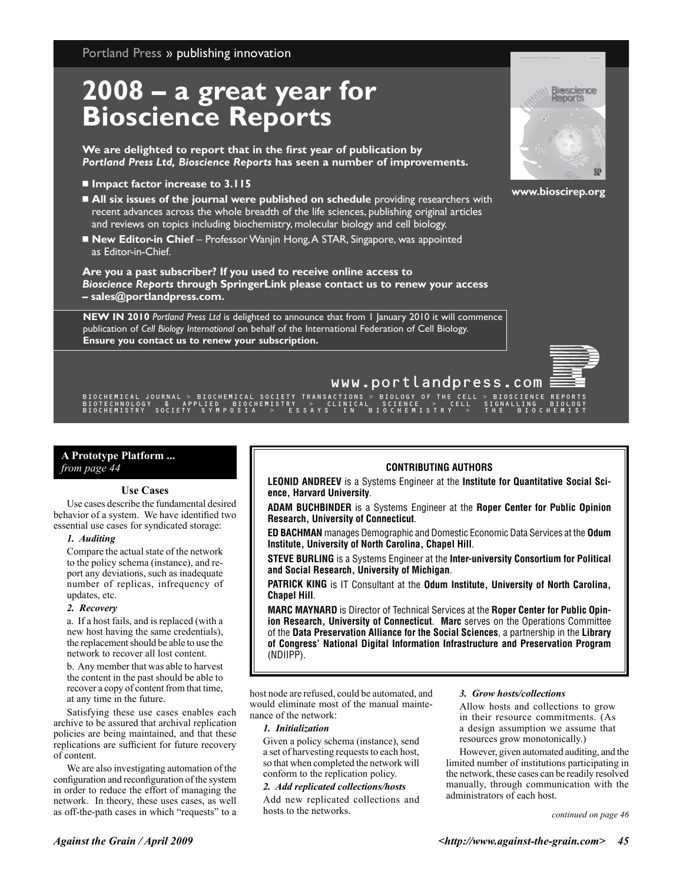Portland Press » publishing innovation

# 2008 – a great year for Bioscience Reports

**We are delighted to report that in the first year of publication by *Portland Press Ltd, Bioscience Reports* has seen a number of improvements.**

- **Impact factor increase to 3.115**
- **All six issues of the journal were published on schedule** providing researchers with recent advances across the whole breadth of the life sciences, publishing original articles and reviews on topics including biochemistry, molecular biology and cell biology.
- **New Editor-in Chief** – Professor Wanjin Hong, A STAR, Singapore, was appointed as Editor-in-Chief.

**Are you a past subscriber? If you used to receive online access to *Bioscience Reports* through SpringerLink please contact us to renew your access – sales@portlandpress.com.**

**www.bioscirep.org**

**NEW IN 2010** *Portland Press Ltd* is delighted to announce that from 1 January 2010 it will commence publication of *Cell Biology International* on behalf of the International Federation of Cell Biology. **Ensure you contact us to renew your subscription.**

www.portlandpress.com

BIOCHEMICAL JOURNAL > BIOCHEMICAL SOCIETY TRANSACTIONS > BIOLOGY OF THE CELL > BIOSCIENCE REPORTS
BIOTECHNOLOGY & APPLIED BIOCHEMISTRY > CLINICAL SCIENCE > CELL SIGNALLING BIOLOGY
BIOCHEMISTRY SOCIETY SYMPOSIA > ESSAYS IN BIOCHEMISTRY > THE BIOCHEMIST

---

**A Prototype Platform ...**
*from page 44*

### Use Cases

Use cases describe the fundamental desired behavior of a system. We have identified two essential use cases for syndicated storage:

***1. Auditing***

Compare the actual state of the network to the policy schema (instance), and report any deviations, such as inadequate number of replicas, infrequency of updates, etc.

***2. Recovery***

a. If a host fails, and is replaced (with a new host having the same credentials), the replacement should be able to use the network to recover all lost content.

b. Any member that was able to harvest the content in the past should be able to recover a copy of content from that time, at any time in the future.

Satisfying these use cases enables each archive to be assured that archival replication policies are being maintained, and that these replications are sufficient for future recovery of content.

We are also investigating automation of the configuration and reconfiguration of the system in order to reduce the effort of managing the network. In theory, these uses cases, as well as off-the-path cases in which "requests" to a host node are refused, could be automated, and would eliminate most of the manual maintenance of the network:

***1. Initialization***

Given a policy schema (instance), send a set of harvesting requests to each host, so that when completed the network will conform to the replication policy.

***2. Add replicated collections/hosts***

Add new replicated collections and hosts to the networks.

***3. Grow hosts/collections***

Allow hosts and collections to grow in their resource commitments. (As a design assumption we assume that resources grow monotonically.)

However, given automated auditing, and the limited number of institutions participating in the network, these cases can be readily resolved manually, through communication with the administrators of each host.

*continued on page 46*

---

**CONTRIBUTING AUTHORS**

**LEONID ANDREEV** is a Systems Engineer at the **Institute for Quantitative Social Science, Harvard University**.

**ADAM BUCHBINDER** is a Systems Engineer at the **Roper Center for Public Opinion Research, University of Connecticut**.

**ED BACHMAN** manages Demographic and Domestic Economic Data Services at the **Odum Institute, University of North Carolina, Chapel Hill**.

**STEVE BURLING** is a Systems Engineer at the **Inter-university Consortium for Political and Social Research, University of Michigan**.

**PATRICK KING** is IT Consultant at the **Odum Institute, University of North Carolina, Chapel Hill**.

**MARC MAYNARD** is Director of Technical Services at the **Roper Center for Public Opinion Research, University of Connecticut**. **Marc** serves on the Operations Committee of the **Data Preservation Alliance for the Social Sciences**, a partnership in the **Library of Congress' National Digital Information Infrastructure and Preservation Program** (NDIIPP).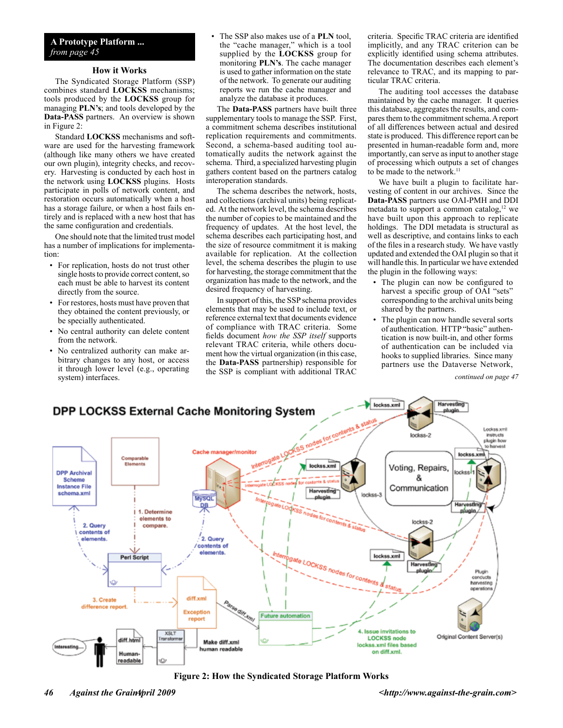**A Prototype Platform ...**
*from page 45*

### How it Works

The Syndicated Storage Platform (SSP) combines standard **LOCKSS** mechanisms; tools produced by the **LOCKSS** group for managing **PLN's**; and tools developed by the **Data-PASS** partners. An overview is shown in Figure 2:

Standard **LOCKSS** mechanisms and software are used for the harvesting framework (although like many others we have created our own plugin), integrity checks, and recovery. Harvesting is conducted by each host in the network using **LOCKSS** plugins. Hosts participate in polls of network content, and restoration occurs automatically when a host has a storage failure, or when a host fails entirely and is replaced with a new host that has the same configuration and credentials.

One should note that the limited trust model has a number of implications for implementation:

- For replication, hosts do not trust other single hosts to provide correct content, so each must be able to harvest its content directly from the source.
- For restores, hosts must have proven that they obtained the content previously, or be specially authenticated.
- No central authority can delete content from the network.
- No centralized authority can make arbitrary changes to any host, or access it through lower level (e.g., operating system) interfaces.
- The SSP also makes use of a **PLN** tool, the "cache manager," which is a tool supplied by the **LOCKSS** group for monitoring **PLN's**. The cache manager is used to gather information on the state of the network. To generate our auditing reports we run the cache manager and analyze the database it produces.

The **Data-PASS** partners have built three supplementary tools to manage the SSP. First, a commitment schema describes institutional replication requirements and commitments. Second, a schema-based auditing tool automatically audits the network against the schema. Third, a specialized harvesting plugin gathers content based on the partners catalog interoperation standards.

The schema describes the network, hosts, and collections (archival units) being replicated. At the network level, the schema describes the number of copies to be maintained and the frequency of updates. At the host level, the schema describes each participating host, and the size of resource commitment it is making available for replication. At the collection level, the schema describes the plugin to use for harvesting, the storage commitment that the organization has made to the network, and the desired frequency of harvesting.

In support of this, the SSP schema provides elements that may be used to include text, or reference external text that documents evidence of compliance with TRAC criteria. Some fields document *how the SSP itself* supports relevant TRAC criteria, while others document how the virtual organization (in this case, the **Data-PASS** partnership) responsible for the SSP is compliant with additional TRAC criteria. Specific TRAC criteria are identified implicitly, and any TRAC criterion can be explicitly identified using schema attributes. The documentation describes each element's relevance to TRAC, and its mapping to particular TRAC criteria.

The auditing tool accesses the database maintained by the cache manager. It queries this database, aggregates the results, and compares them to the commitment schema. A report of all differences between actual and desired state is produced. This difference report can be presented in human-readable form and, more importantly, can serve as input to another stage of processing which outputs a set of changes to be made to the network.[11]

We have built a plugin to facilitate harvesting of content in our archives. Since the **Data-PASS** partners use OAI-PMH and DDI metadata to support a common catalog,[12] we have built upon this approach to replicate holdings. The DDI metadata is structural as well as descriptive, and contains links to each of the files in a research study. We have vastly updated and extended the OAI plugin so that it will handle this. In particular we have extended the plugin in the following ways:

- The plugin can now be configured to harvest a specific group of OAI "sets" corresponding to the archival units being shared by the partners.
- The plugin can now handle several sorts of authentication. HTTP "basic" authentication is now built-in, and other forms of authentication can be included via hooks to supplied libraries. Since many partners use the Dataverse Network,

*continued on page 47*

**DPP LOCKSS External Cache Monitoring System**

**Figure 2: How the Syndicated Storage Platform Works**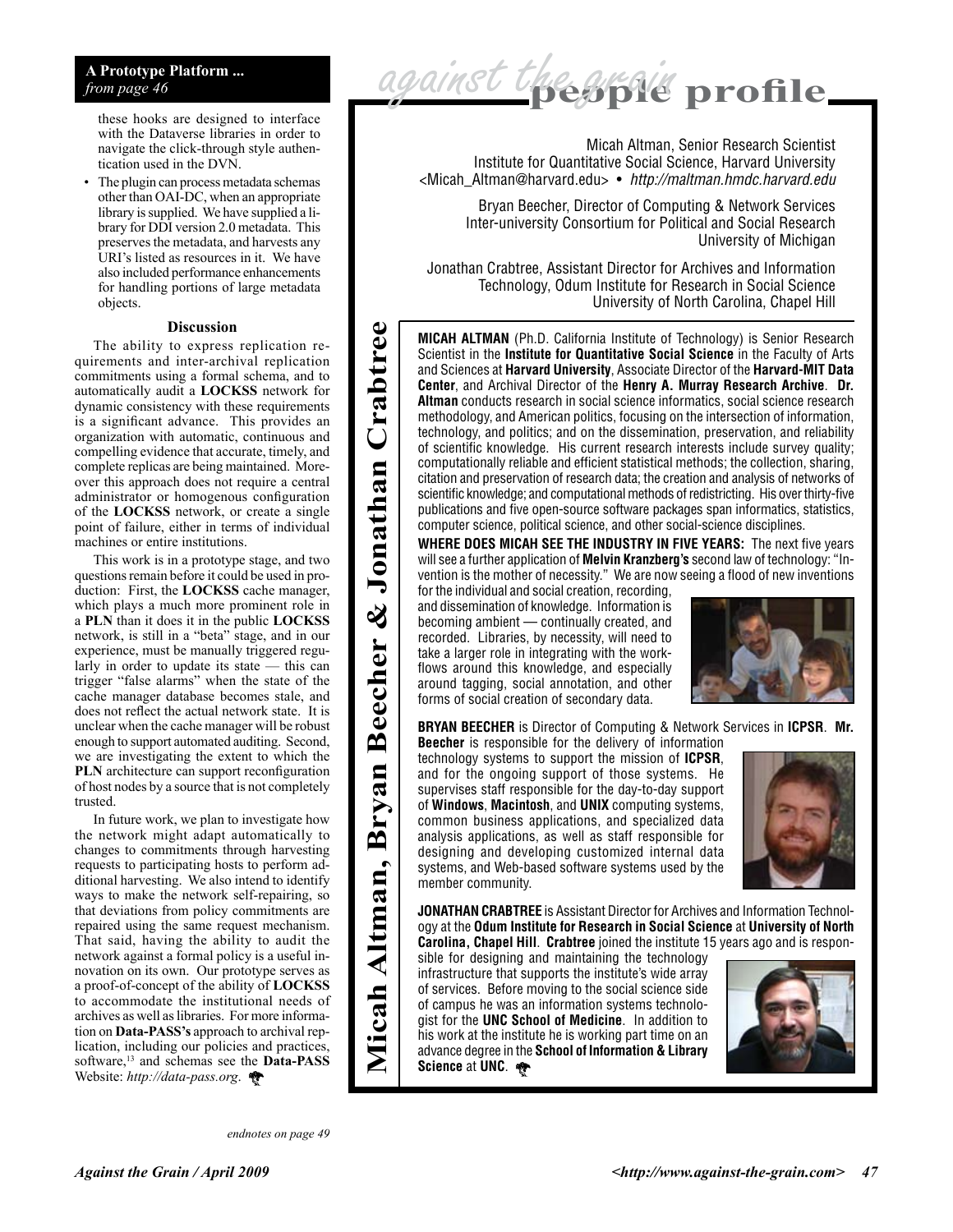**A Prototype Platform ...**
*from page 46*

- these hooks are designed to interface with the Dataverse libraries in order to navigate the click-through style authentication used in the DVN.
- The plugin can process metadata schemas other than OAI-DC, when an appropriate library is supplied. We have supplied a library for DDI version 2.0 metadata. This preserves the metadata, and harvests any URI's listed as resources in it. We have also included performance enhancements for handling portions of large metadata objects.

### Discussion

The ability to express replication requirements and inter-archival replication commitments using a formal schema, and to automatically audit a **LOCKSS** network for dynamic consistency with these requirements is a significant advance. This provides an organization with automatic, continuous and compelling evidence that accurate, timely, and complete replicas are being maintained. Moreover this approach does not require a central administrator or homogenous configuration of the **LOCKSS** network, or create a single point of failure, either in terms of individual machines or entire institutions.

This work is in a prototype stage, and two questions remain before it could be used in production: First, the **LOCKSS** cache manager, which plays a much more prominent role in a **PLN** than it does it in the public **LOCKSS** network, is still in a "beta" stage, and in our experience, must be manually triggered regularly in order to update its state — this can trigger "false alarms" when the state of the cache manager database becomes stale, and does not reflect the actual network state. It is unclear when the cache manager will be robust enough to support automated auditing. Second, we are investigating the extent to which the **PLN** architecture can support reconfiguration of host nodes by a source that is not completely trusted.

In future work, we plan to investigate how the network might adapt automatically to changes to commitments through harvesting requests to participating hosts to perform additional harvesting. We also intend to identify ways to make the network self-repairing, so that deviations from policy commitments are repaired using the same request mechanism. That said, having the ability to audit the network against a formal policy is a useful innovation on its own. Our prototype serves as a proof-of-concept of the ability of **LOCKSS** to accommodate the institutional needs of archives as well as libraries. For more information on **Data-PASS's** approach to archival replication, including our policies and practices, software,[13] and schemas see the **Data-PASS** Website: *http://data-pass.org*.

*endnotes on page 49*

## against the grain people profile

# Micah Altman, Bryan Beecher & Jonathan Crabtree

Micah Altman, Senior Research Scientist
Institute for Quantitative Social Science, Harvard University
<Micah_Altman@harvard.edu> • *http://maltman.hmdc.harvard.edu*

Bryan Beecher, Director of Computing & Network Services
Inter-university Consortium for Political and Social Research
University of Michigan

Jonathan Crabtree, Assistant Director for Archives and Information Technology, Odum Institute for Research in Social Science
University of North Carolina, Chapel Hill

**MICAH ALTMAN** (Ph.D. California Institute of Technology) is Senior Research Scientist in the **Institute for Quantitative Social Science** in the Faculty of Arts and Sciences at **Harvard University**, Associate Director of the **Harvard-MIT Data Center**, and Archival Director of the **Henry A. Murray Research Archive**. **Dr. Altman** conducts research in social science informatics, social science research methodology, and American politics, focusing on the intersection of information, technology, and politics; and on the dissemination, preservation, and reliability of scientific knowledge. His current research interests include survey quality; computationally reliable and efficient statistical methods; the collection, sharing, citation and preservation of research data; the creation and analysis of networks of scientific knowledge; and computational methods of redistricting. His over thirty-five publications and five open-source software packages span informatics, statistics, computer science, political science, and other social-science disciplines.

**WHERE DOES MICAH SEE THE INDUSTRY IN FIVE YEARS:** The next five years will see a further application of **Melvin Kranzberg's** second law of technology: "Invention is the mother of necessity." We are now seeing a flood of new inventions for the individual and social creation, recording, and dissemination of knowledge. Information is becoming ambient — continually created, and recorded. Libraries, by necessity, will need to take a larger role in integrating with the workflows around this knowledge, and especially around tagging, social annotation, and other forms of social creation of secondary data.

**BRYAN BEECHER** is Director of Computing & Network Services in **ICPSR**. **Mr. Beecher** is responsible for the delivery of information technology systems to support the mission of **ICPSR**, and for the ongoing support of those systems. He supervises staff responsible for the day-to-day support of **Windows**, **Macintosh**, and **UNIX** computing systems, common business applications, and specialized data analysis applications, as well as staff responsible for designing and developing customized internal data systems, and Web-based software systems used by the member community.

**JONATHAN CRABTREE** is Assistant Director for Archives and Information Technology at the **Odum Institute for Research in Social Science** at **University of North Carolina, Chapel Hill**. **Crabtree** joined the institute 15 years ago and is responsible for designing and maintaining the technology infrastructure that supports the institute's wide array of services. Before moving to the social science side of campus he was an information systems technologist for the **UNC School of Medicine**. In addition to his work at the institute he is working part time on an advance degree in the **School of Information & Library Science** at **UNC**.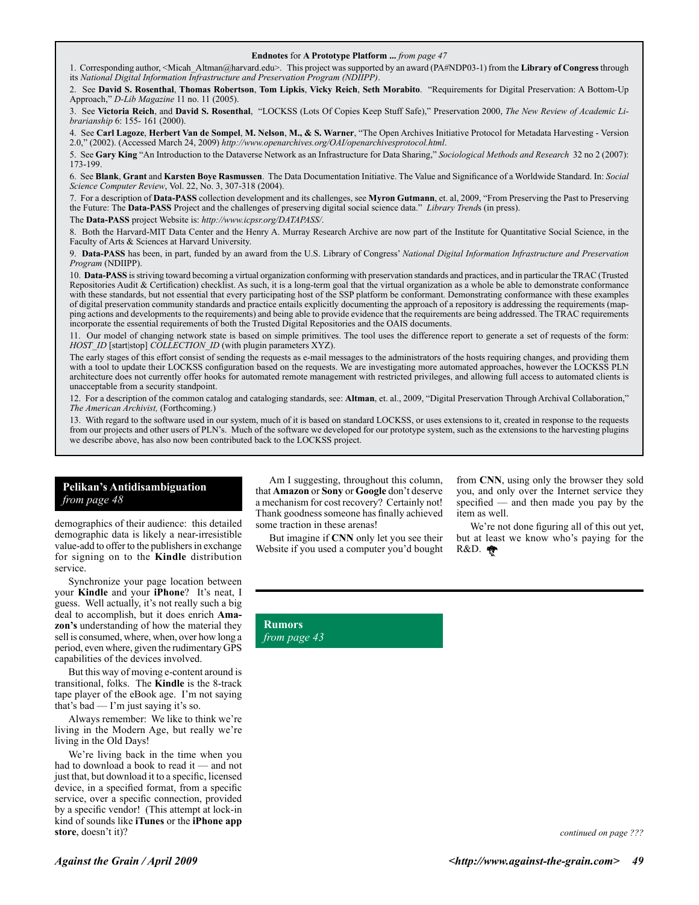**Endnotes** for **A Prototype Platform ...** *from page 47*

1. Corresponding author, <Micah_Altman@harvard.edu>. This project was supported by an award (PA#NDP03-1) from the **Library of Congress** through its *National Digital Information Infrastructure and Preservation Program (NDIIPP)*.

2. See **David S. Rosenthal**, **Thomas Robertson**, **Tom Lipkis**, **Vicky Reich**, **Seth Morabito**. "Requirements for Digital Preservation: A Bottom-Up Approach," *D-Lib Magazine* 11 no. 11 (2005).

3. See **Victoria Reich**, and **David S. Rosenthal**, "LOCKSS (Lots Of Copies Keep Stuff Safe)," Preservation 2000, *The New Review of Academic Librarianship* 6: 155- 161 (2000).

4. See **Carl Lagoze**, **Herbert Van de Sompel**, **M. Nelson**, **M., & S. Warner**, "The Open Archives Initiative Protocol for Metadata Harvesting - Version 2.0," (2002). (Accessed March 24, 2009) *http://www.openarchives.org/OAI/openarchivesprotocol.html*.

5. See **Gary King** "An Introduction to the Dataverse Network as an Infrastructure for Data Sharing," *Sociological Methods and Research* 32 no 2 (2007): 173-199.

6. See **Blank**, **Grant** and **Karsten Boye Rasmussen**. The Data Documentation Initiative. The Value and Significance of a Worldwide Standard. In: *Social Science Computer Review*, Vol. 22, No. 3, 307-318 (2004).

7. For a description of **Data-PASS** collection development and its challenges, see **Myron Gutmann**, et. al, 2009, "From Preserving the Past to Preserving the Future: The **Data-PASS** Project and the challenges of preserving digital social science data." *Library Trends* (in press).

The **Data-PASS** project Website is: *http://www.icpsr.org/DATAPASS/*.

8. Both the Harvard-MIT Data Center and the Henry A. Murray Research Archive are now part of the Institute for Quantitative Social Science, in the Faculty of Arts & Sciences at Harvard University.

9. **Data-PASS** has been, in part, funded by an award from the U.S. Library of Congress' *National Digital Information Infrastructure and Preservation Program* (NDIIPP).

10. **Data-PASS** is striving toward becoming a virtual organization conforming with preservation standards and practices, and in particular the TRAC (Trusted Repositories Audit & Certification) checklist. As such, it is a long-term goal that the virtual organization as a whole be able to demonstrate conformance with these standards, but not essential that every participating host of the SSP platform be conformant. Demonstrating conformance with these examples of digital preservation community standards and practice entails explicitly documenting the approach of a repository is addressing the requirements (mapping actions and developments to the requirements) and being able to provide evidence that the requirements are being addressed. The TRAC requirements incorporate the essential requirements of both the Trusted Digital Repositories and the OAIS documents.

11. Our model of changing network state is based on simple primitives. The tool uses the difference report to generate a set of requests of the form: *HOST_ID* [start|stop] *COLLECTION_ID* (with plugin parameters XYZ).

The early stages of this effort consist of sending the requests as e-mail messages to the administrators of the hosts requiring changes, and providing them with a tool to update their LOCKSS configuration based on the requests. We are investigating more automated approaches, however the LOCKSS PLN architecture does not currently offer hooks for automated remote management with restricted privileges, and allowing full access to automated clients is unacceptable from a security standpoint.

12. For a description of the common catalog and cataloging standards, see: **Altman**, et. al., 2009, "Digital Preservation Through Archival Collaboration," *The American Archivist,* (Forthcoming.)

13. With regard to the software used in our system, much of it is based on standard LOCKSS, or uses extensions to it, created in response to the requests from our projects and other users of PLN's. Much of the software we developed for our prototype system, such as the extensions to the harvesting plugins we describe above, has also now been contributed back to the LOCKSS project.

## Pelikan's Antidisambiguation
*from page 48*

demographics of their audience: this detailed demographic data is likely a near-irresistible value-add to offer to the publishers in exchange for signing on to the **Kindle** distribution service.

Synchronize your page location between your **Kindle** and your **iPhone**? It's neat, I guess. Well actually, it's not really such a big deal to accomplish, but it does enrich **Amazon's** understanding of how the material they sell is consumed, where, when, over how long a period, even where, given the rudimentary GPS capabilities of the devices involved.

But this way of moving e-content around is transitional, folks. The **Kindle** is the 8-track tape player of the eBook age. I'm not saying that's bad — I'm just saying it's so.

Always remember: We like to think we're living in the Modern Age, but really we're living in the Old Days!

We're living back in the time when you had to download a book to read it — and not just that, but download it to a specific, licensed device, in a specified format, from a specific service, over a specific connection, provided by a specific vendor! (This attempt at lock-in kind of sounds like **iTunes** or the **iPhone app store**, doesn't it)?

Am I suggesting, throughout this column, that **Amazon** or **Sony** or **Google** don't deserve a mechanism for cost recovery? Certainly not! Thank goodness someone has finally achieved some traction in these arenas!

But imagine if **CNN** only let you see their Website if you used a computer you'd bought from **CNN**, using only the browser they sold you, and only over the Internet service they specified — and then made you pay by the item as well.

We're not done figuring all of this out yet, but at least we know who's paying for the R&D.

## Rumors
*from page 43*

*continued on page ???*